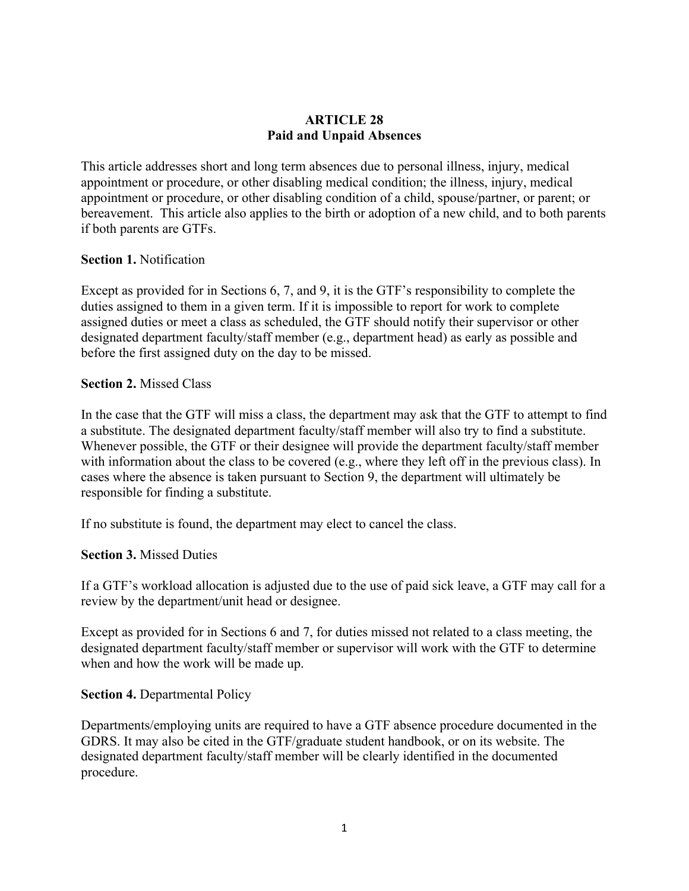# ARTICLE 28
## Paid and Unpaid Absences

This article addresses short and long term absences due to personal illness, injury, medical appointment or procedure, or other disabling medical condition; the illness, injury, medical appointment or procedure, or other disabling condition of a child, spouse/partner, or parent; or bereavement. This article also applies to the birth or adoption of a new child, and to both parents if both parents are GTFs.

**Section 1.** Notification

Except as provided for in Sections 6, 7, and 9, it is the GTF's responsibility to complete the duties assigned to them in a given term. If it is impossible to report for work to complete assigned duties or meet a class as scheduled, the GTF should notify their supervisor or other designated department faculty/staff member (e.g., department head) as early as possible and before the first assigned duty on the day to be missed.

**Section 2.** Missed Class

In the case that the GTF will miss a class, the department may ask that the GTF to attempt to find a substitute. The designated department faculty/staff member will also try to find a substitute. Whenever possible, the GTF or their designee will provide the department faculty/staff member with information about the class to be covered (e.g., where they left off in the previous class). In cases where the absence is taken pursuant to Section 9, the department will ultimately be responsible for finding a substitute.

If no substitute is found, the department may elect to cancel the class.

**Section 3.** Missed Duties

If a GTF's workload allocation is adjusted due to the use of paid sick leave, a GTF may call for a review by the department/unit head or designee.

Except as provided for in Sections 6 and 7, for duties missed not related to a class meeting, the designated department faculty/staff member or supervisor will work with the GTF to determine when and how the work will be made up.

**Section 4.** Departmental Policy

Departments/employing units are required to have a GTF absence procedure documented in the GDRS. It may also be cited in the GTF/graduate student handbook, or on its website. The designated department faculty/staff member will be clearly identified in the documented procedure.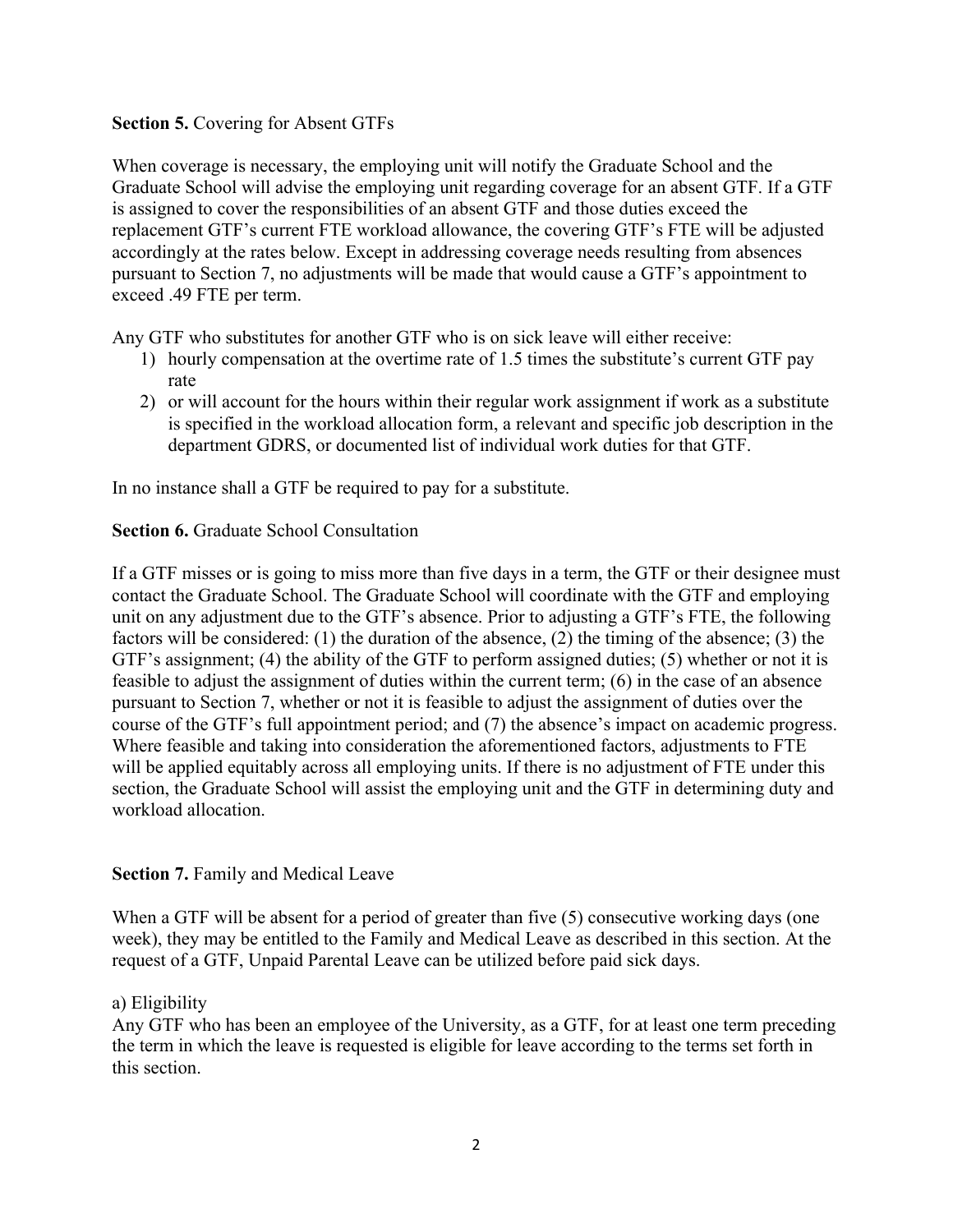**Section 5.** Covering for Absent GTFs

When coverage is necessary, the employing unit will notify the Graduate School and the Graduate School will advise the employing unit regarding coverage for an absent GTF. If a GTF is assigned to cover the responsibilities of an absent GTF and those duties exceed the replacement GTF's current FTE workload allowance, the covering GTF's FTE will be adjusted accordingly at the rates below. Except in addressing coverage needs resulting from absences pursuant to Section 7, no adjustments will be made that would cause a GTF's appointment to exceed .49 FTE per term.

Any GTF who substitutes for another GTF who is on sick leave will either receive:

1) hourly compensation at the overtime rate of 1.5 times the substitute's current GTF pay rate
2) or will account for the hours within their regular work assignment if work as a substitute is specified in the workload allocation form, a relevant and specific job description in the department GDRS, or documented list of individual work duties for that GTF.

In no instance shall a GTF be required to pay for a substitute.

**Section 6.** Graduate School Consultation

If a GTF misses or is going to miss more than five days in a term, the GTF or their designee must contact the Graduate School. The Graduate School will coordinate with the GTF and employing unit on any adjustment due to the GTF's absence. Prior to adjusting a GTF's FTE, the following factors will be considered: (1) the duration of the absence, (2) the timing of the absence; (3) the GTF's assignment; (4) the ability of the GTF to perform assigned duties; (5) whether or not it is feasible to adjust the assignment of duties within the current term; (6) in the case of an absence pursuant to Section 7, whether or not it is feasible to adjust the assignment of duties over the course of the GTF's full appointment period; and (7) the absence's impact on academic progress. Where feasible and taking into consideration the aforementioned factors, adjustments to FTE will be applied equitably across all employing units. If there is no adjustment of FTE under this section, the Graduate School will assist the employing unit and the GTF in determining duty and workload allocation.

**Section 7.** Family and Medical Leave

When a GTF will be absent for a period of greater than five (5) consecutive working days (one week), they may be entitled to the Family and Medical Leave as described in this section. At the request of a GTF, Unpaid Parental Leave can be utilized before paid sick days.

a) Eligibility
Any GTF who has been an employee of the University, as a GTF, for at least one term preceding the term in which the leave is requested is eligible for leave according to the terms set forth in this section.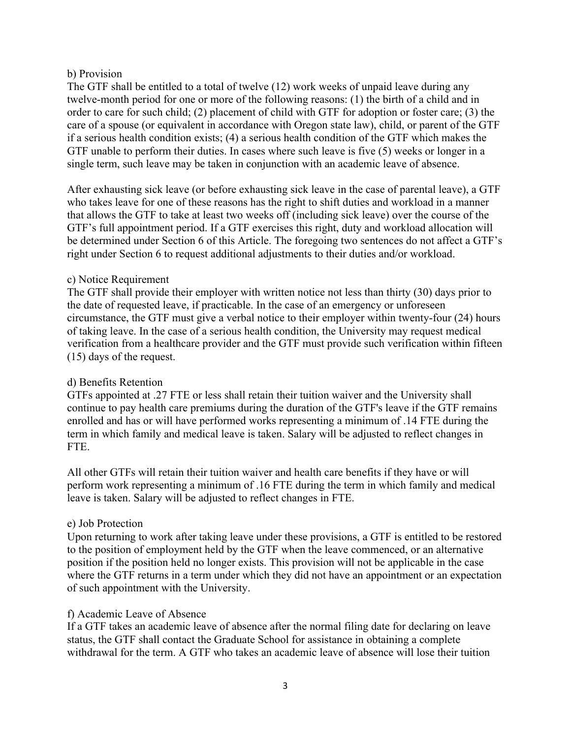b) Provision

The GTF shall be entitled to a total of twelve (12) work weeks of unpaid leave during any twelve-month period for one or more of the following reasons: (1) the birth of a child and in order to care for such child; (2) placement of child with GTF for adoption or foster care; (3) the care of a spouse (or equivalent in accordance with Oregon state law), child, or parent of the GTF if a serious health condition exists; (4) a serious health condition of the GTF which makes the GTF unable to perform their duties. In cases where such leave is five (5) weeks or longer in a single term, such leave may be taken in conjunction with an academic leave of absence.

After exhausting sick leave (or before exhausting sick leave in the case of parental leave), a GTF who takes leave for one of these reasons has the right to shift duties and workload in a manner that allows the GTF to take at least two weeks off (including sick leave) over the course of the GTF's full appointment period. If a GTF exercises this right, duty and workload allocation will be determined under Section 6 of this Article. The foregoing two sentences do not affect a GTF's right under Section 6 to request additional adjustments to their duties and/or workload.

c) Notice Requirement

The GTF shall provide their employer with written notice not less than thirty (30) days prior to the date of requested leave, if practicable. In the case of an emergency or unforeseen circumstance, the GTF must give a verbal notice to their employer within twenty-four (24) hours of taking leave. In the case of a serious health condition, the University may request medical verification from a healthcare provider and the GTF must provide such verification within fifteen (15) days of the request.

d) Benefits Retention

GTFs appointed at .27 FTE or less shall retain their tuition waiver and the University shall continue to pay health care premiums during the duration of the GTF's leave if the GTF remains enrolled and has or will have performed works representing a minimum of .14 FTE during the term in which family and medical leave is taken. Salary will be adjusted to reflect changes in FTE.

All other GTFs will retain their tuition waiver and health care benefits if they have or will perform work representing a minimum of .16 FTE during the term in which family and medical leave is taken. Salary will be adjusted to reflect changes in FTE.

e) Job Protection

Upon returning to work after taking leave under these provisions, a GTF is entitled to be restored to the position of employment held by the GTF when the leave commenced, or an alternative position if the position held no longer exists. This provision will not be applicable in the case where the GTF returns in a term under which they did not have an appointment or an expectation of such appointment with the University.

f) Academic Leave of Absence

If a GTF takes an academic leave of absence after the normal filing date for declaring on leave status, the GTF shall contact the Graduate School for assistance in obtaining a complete withdrawal for the term. A GTF who takes an academic leave of absence will lose their tuition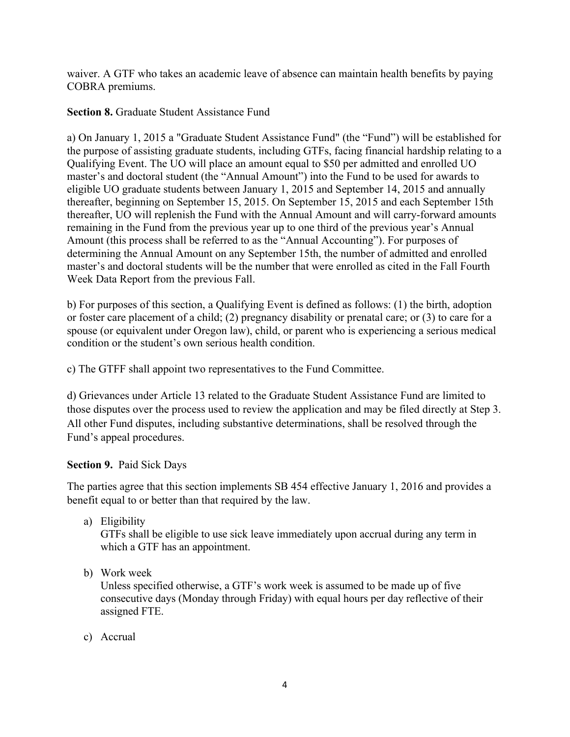waiver. A GTF who takes an academic leave of absence can maintain health benefits by paying COBRA premiums.

**Section 8.** Graduate Student Assistance Fund

a) On January 1, 2015 a "Graduate Student Assistance Fund" (the "Fund") will be established for the purpose of assisting graduate students, including GTFs, facing financial hardship relating to a Qualifying Event. The UO will place an amount equal to $50 per admitted and enrolled UO master's and doctoral student (the "Annual Amount") into the Fund to be used for awards to eligible UO graduate students between January 1, 2015 and September 14, 2015 and annually thereafter, beginning on September 15, 2015. On September 15, 2015 and each September 15th thereafter, UO will replenish the Fund with the Annual Amount and will carry-forward amounts remaining in the Fund from the previous year up to one third of the previous year's Annual Amount (this process shall be referred to as the "Annual Accounting"). For purposes of determining the Annual Amount on any September 15th, the number of admitted and enrolled master's and doctoral students will be the number that were enrolled as cited in the Fall Fourth Week Data Report from the previous Fall.

b) For purposes of this section, a Qualifying Event is defined as follows: (1) the birth, adoption or foster care placement of a child; (2) pregnancy disability or prenatal care; or (3) to care for a spouse (or equivalent under Oregon law), child, or parent who is experiencing a serious medical condition or the student's own serious health condition.

c) The GTFF shall appoint two representatives to the Fund Committee.

d) Grievances under Article 13 related to the Graduate Student Assistance Fund are limited to those disputes over the process used to review the application and may be filed directly at Step 3. All other Fund disputes, including substantive determinations, shall be resolved through the Fund's appeal procedures.

**Section 9.** Paid Sick Days

The parties agree that this section implements SB 454 effective January 1, 2016 and provides a benefit equal to or better than that required by the law.

a) Eligibility
   GTFs shall be eligible to use sick leave immediately upon accrual during any term in which a GTF has an appointment.

b) Work week
   Unless specified otherwise, a GTF's work week is assumed to be made up of five consecutive days (Monday through Friday) with equal hours per day reflective of their assigned FTE.

c) Accrual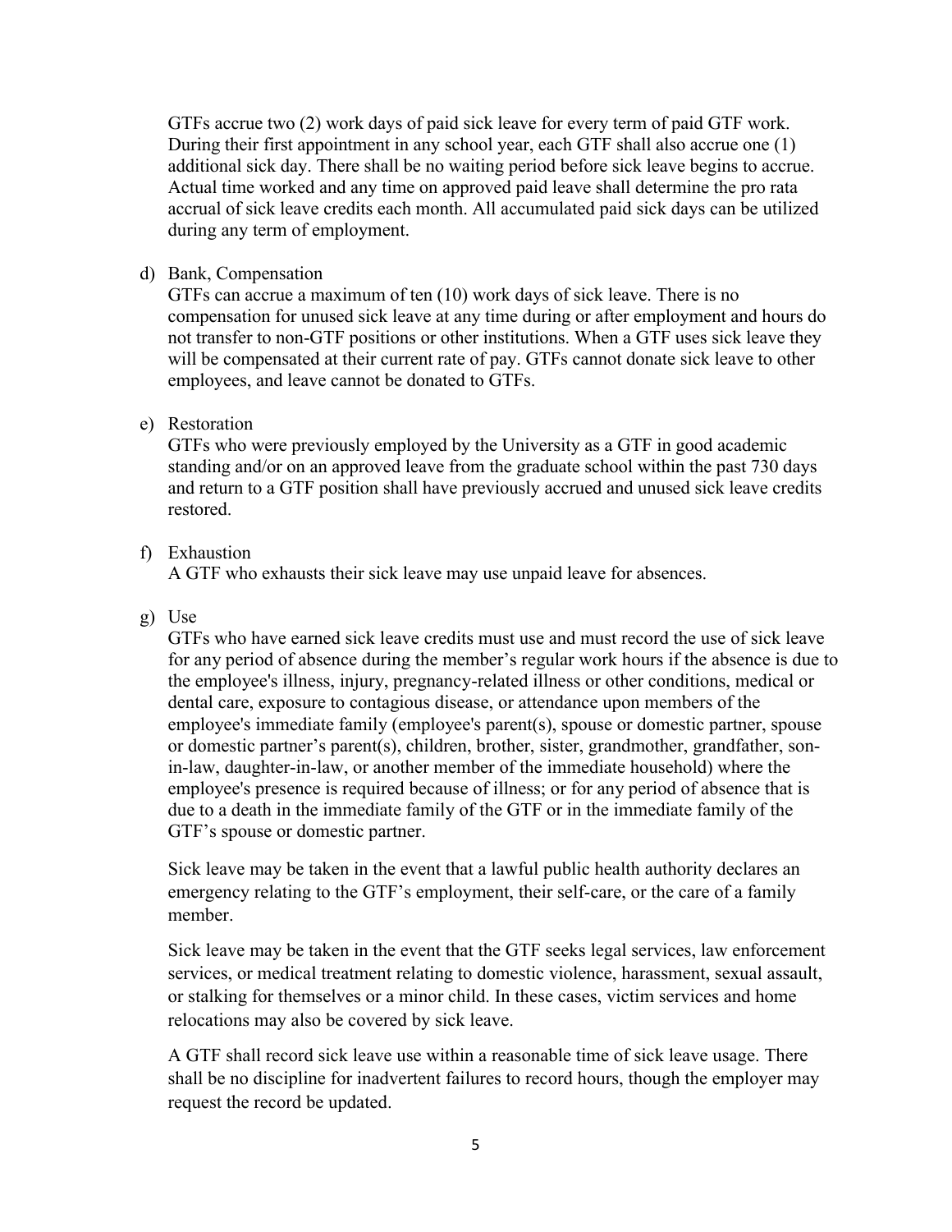GTFs accrue two (2) work days of paid sick leave for every term of paid GTF work. During their first appointment in any school year, each GTF shall also accrue one (1) additional sick day. There shall be no waiting period before sick leave begins to accrue. Actual time worked and any time on approved paid leave shall determine the pro rata accrual of sick leave credits each month. All accumulated paid sick days can be utilized during any term of employment.

d) Bank, Compensation

GTFs can accrue a maximum of ten (10) work days of sick leave. There is no compensation for unused sick leave at any time during or after employment and hours do not transfer to non-GTF positions or other institutions. When a GTF uses sick leave they will be compensated at their current rate of pay. GTFs cannot donate sick leave to other employees, and leave cannot be donated to GTFs.

e) Restoration

GTFs who were previously employed by the University as a GTF in good academic standing and/or on an approved leave from the graduate school within the past 730 days and return to a GTF position shall have previously accrued and unused sick leave credits restored.

f) Exhaustion

A GTF who exhausts their sick leave may use unpaid leave for absences.

g) Use

GTFs who have earned sick leave credits must use and must record the use of sick leave for any period of absence during the member's regular work hours if the absence is due to the employee's illness, injury, pregnancy-related illness or other conditions, medical or dental care, exposure to contagious disease, or attendance upon members of the employee's immediate family (employee's parent(s), spouse or domestic partner, spouse or domestic partner's parent(s), children, brother, sister, grandmother, grandfather, son-in-law, daughter-in-law, or another member of the immediate household) where the employee's presence is required because of illness; or for any period of absence that is due to a death in the immediate family of the GTF or in the immediate family of the GTF's spouse or domestic partner.

Sick leave may be taken in the event that a lawful public health authority declares an emergency relating to the GTF's employment, their self-care, or the care of a family member.

Sick leave may be taken in the event that the GTF seeks legal services, law enforcement services, or medical treatment relating to domestic violence, harassment, sexual assault, or stalking for themselves or a minor child. In these cases, victim services and home relocations may also be covered by sick leave.

A GTF shall record sick leave use within a reasonable time of sick leave usage. There shall be no discipline for inadvertent failures to record hours, though the employer may request the record be updated.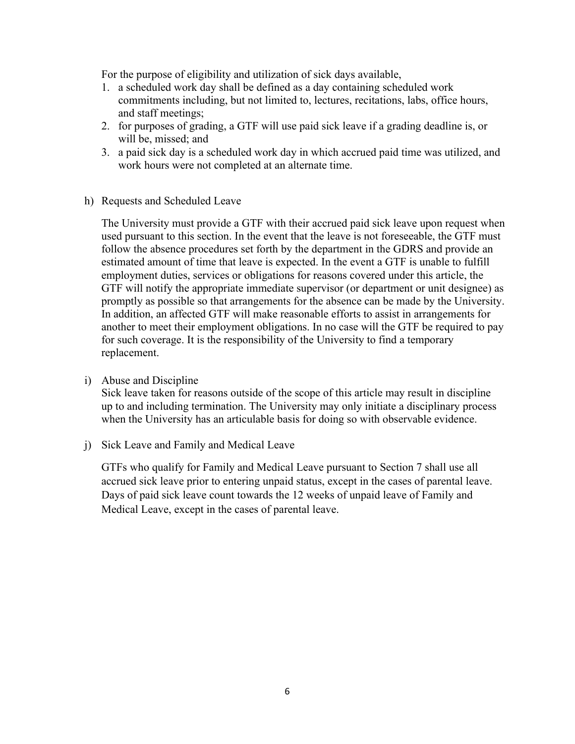For the purpose of eligibility and utilization of sick days available,

1. a scheduled work day shall be defined as a day containing scheduled work commitments including, but not limited to, lectures, recitations, labs, office hours, and staff meetings;
2. for purposes of grading, a GTF will use paid sick leave if a grading deadline is, or will be, missed; and
3. a paid sick day is a scheduled work day in which accrued paid time was utilized, and work hours were not completed at an alternate time.

h) Requests and Scheduled Leave

The University must provide a GTF with their accrued paid sick leave upon request when used pursuant to this section. In the event that the leave is not foreseeable, the GTF must follow the absence procedures set forth by the department in the GDRS and provide an estimated amount of time that leave is expected. In the event a GTF is unable to fulfill employment duties, services or obligations for reasons covered under this article, the GTF will notify the appropriate immediate supervisor (or department or unit designee) as promptly as possible so that arrangements for the absence can be made by the University. In addition, an affected GTF will make reasonable efforts to assist in arrangements for another to meet their employment obligations. In no case will the GTF be required to pay for such coverage. It is the responsibility of the University to find a temporary replacement.

i) Abuse and Discipline

Sick leave taken for reasons outside of the scope of this article may result in discipline up to and including termination. The University may only initiate a disciplinary process when the University has an articulable basis for doing so with observable evidence.

j) Sick Leave and Family and Medical Leave

GTFs who qualify for Family and Medical Leave pursuant to Section 7 shall use all accrued sick leave prior to entering unpaid status, except in the cases of parental leave. Days of paid sick leave count towards the 12 weeks of unpaid leave of Family and Medical Leave, except in the cases of parental leave.